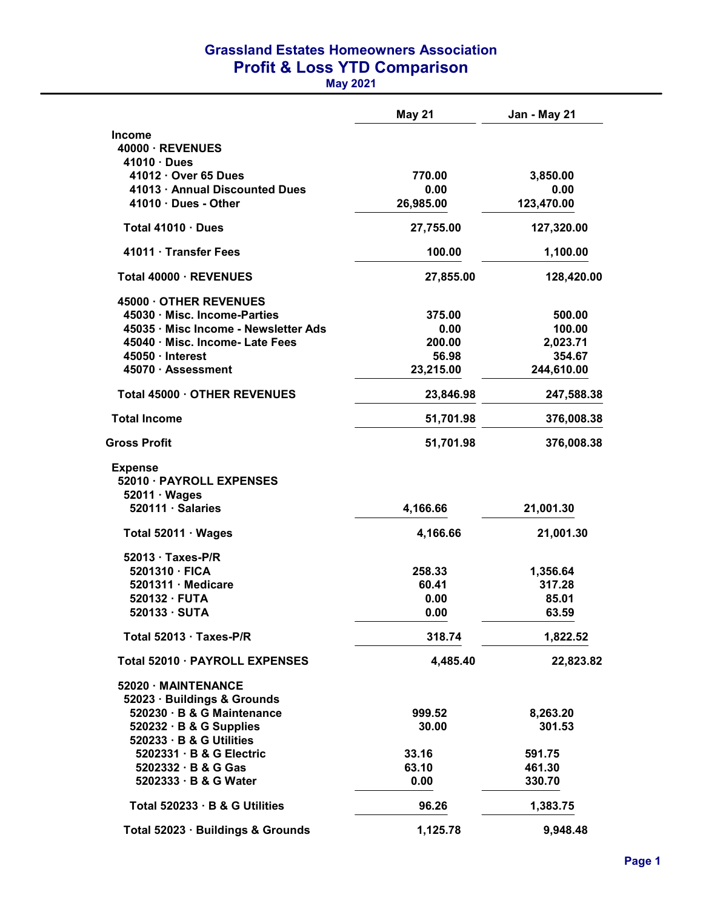# Grassland Estates Homeowners Association
## Profit & Loss YTD Comparison
### May 2021

| | May 21 | Jan - May 21 |
|---|---|---|
| **Income** | | |
| 40000 · REVENUES | | |
| 41010 · Dues | | |
| 41012 · Over 65 Dues | 770.00 | 3,850.00 |
| 41013 · Annual Discounted Dues | 0.00 | 0.00 |
| 41010 · Dues - Other | 26,985.00 | 123,470.00 |
| Total 41010 · Dues | 27,755.00 | 127,320.00 |
| 41011 · Transfer Fees | 100.00 | 1,100.00 |
| Total 40000 · REVENUES | 27,855.00 | 128,420.00 |
| 45000 · OTHER REVENUES | | |
| 45030 · Misc. Income-Parties | 375.00 | 500.00 |
| 45035 · Misc Income - Newsletter Ads | 0.00 | 100.00 |
| 45040 · Misc. Income- Late Fees | 200.00 | 2,023.71 |
| 45050 · Interest | 56.98 | 354.67 |
| 45070 · Assessment | 23,215.00 | 244,610.00 |
| Total 45000 · OTHER REVENUES | 23,846.98 | 247,588.38 |
| **Total Income** | 51,701.98 | 376,008.38 |
| **Gross Profit** | 51,701.98 | 376,008.38 |
| **Expense** | | |
| 52010 · PAYROLL EXPENSES | | |
| 52011 · Wages | | |
| 520111 · Salaries | 4,166.66 | 21,001.30 |
| Total 52011 · Wages | 4,166.66 | 21,001.30 |
| 52013 · Taxes-P/R | | |
| 5201310 · FICA | 258.33 | 1,356.64 |
| 5201311 · Medicare | 60.41 | 317.28 |
| 520132 · FUTA | 0.00 | 85.01 |
| 520133 · SUTA | 0.00 | 63.59 |
| Total 52013 · Taxes-P/R | 318.74 | 1,822.52 |
| Total 52010 · PAYROLL EXPENSES | 4,485.40 | 22,823.82 |
| 52020 · MAINTENANCE | | |
| 52023 · Buildings & Grounds | | |
| 520230 · B & G Maintenance | 999.52 | 8,263.20 |
| 520232 · B & G Supplies | 30.00 | 301.53 |
| 520233 · B & G Utilities | | |
| 5202331 · B & G Electric | 33.16 | 591.75 |
| 5202332 · B & G Gas | 63.10 | 461.30 |
| 5202333 · B & G Water | 0.00 | 330.70 |
| Total 520233 · B & G Utilities | 96.26 | 1,383.75 |
| Total 52023 · Buildings & Grounds | 1,125.78 | 9,948.48 |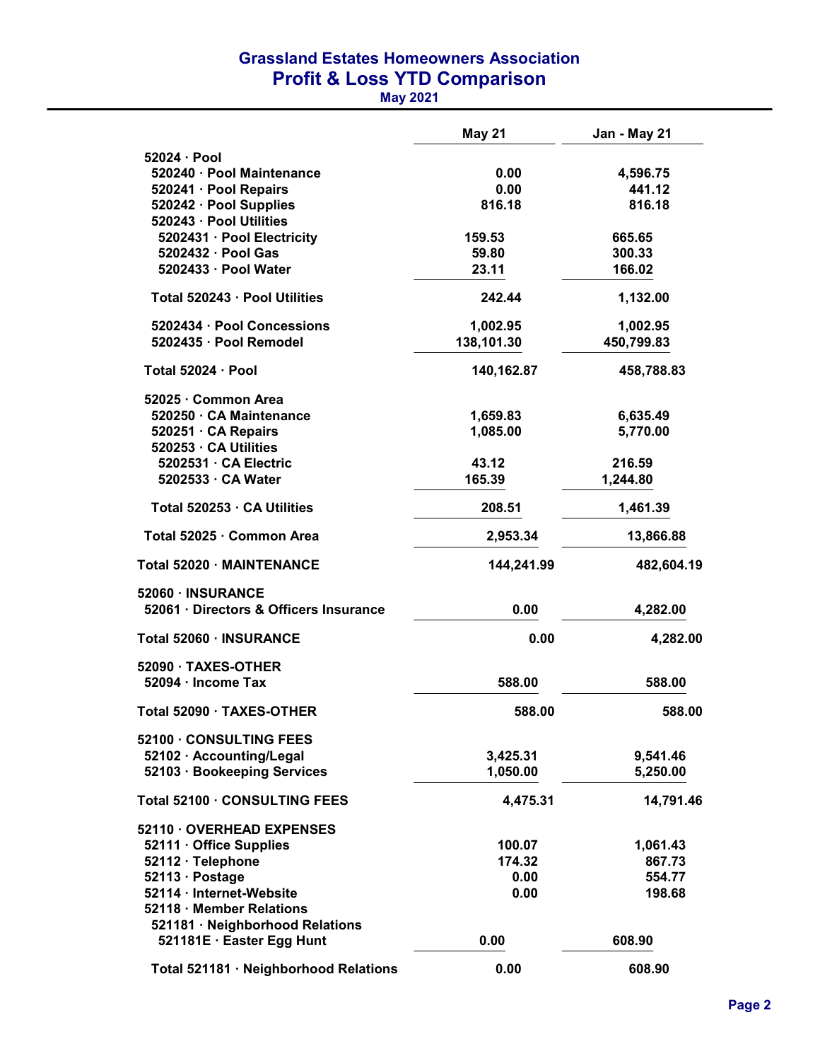# Grasland Estates Homeowners Association
## Profit & Loss YTD Comparison
**May 2021**

| | May 21 | Jan - May 21 |
|---|---|---|
| 52024 · Pool | | |
| 520240 · Pool Maintenance | 0.00 | 4,596.75 |
| 520241 · Pool Repairs | 0.00 | 441.12 |
| 520242 · Pool Supplies | 816.18 | 816.18 |
| 520243 · Pool Utilities | | |
| 5202431 · Pool Electricity | 159.53 | 665.65 |
| 5202432 · Pool Gas | 59.80 | 300.33 |
| 5202433 · Pool Water | 23.11 | 166.02 |
| Total 520243 · Pool Utilities | 242.44 | 1,132.00 |
| 5202434 · Pool Concessions | 1,002.95 | 1,002.95 |
| 5202435 · Pool Remodel | 138,101.30 | 450,799.83 |
| Total 52024 · Pool | 140,162.87 | 458,788.83 |
| 52025 · Common Area | | |
| 520250 · CA Maintenance | 1,659.83 | 6,635.49 |
| 520251 · CA Repairs | 1,085.00 | 5,770.00 |
| 520253 · CA Utilities | | |
| 5202531 · CA Electric | 43.12 | 216.59 |
| 5202533 · CA Water | 165.39 | 1,244.80 |
| Total 520253 · CA Utilities | 208.51 | 1,461.39 |
| Total 52025 · Common Area | 2,953.34 | 13,866.88 |
| Total 52020 · MAINTENANCE | 144,241.99 | 482,604.19 |
| 52060 · INSURANCE | | |
| 52061 · Directors & Officers Insurance | 0.00 | 4,282.00 |
| Total 52060 · INSURANCE | 0.00 | 4,282.00 |
| 52090 · TAXES-OTHER | | |
| 52094 · Income Tax | 588.00 | 588.00 |
| Total 52090 · TAXES-OTHER | 588.00 | 588.00 |
| 52100 · CONSULTING FEES | | |
| 52102 · Accounting/Legal | 3,425.31 | 9,541.46 |
| 52103 · Bookeeping Services | 1,050.00 | 5,250.00 |
| Total 52100 · CONSULTING FEES | 4,475.31 | 14,791.46 |
| 52110 · OVERHEAD EXPENSES | | |
| 52111 · Office Supplies | 100.07 | 1,061.43 |
| 52112 · Telephone | 174.32 | 867.73 |
| 52113 · Postage | 0.00 | 554.77 |
| 52114 · Internet-Website | 0.00 | 198.68 |
| 52118 · Member Relations | | |
| 521181 · Neighborhood Relations | | |
| 521181E · Easter Egg Hunt | 0.00 | 608.90 |
| Total 521181 · Neighborhood Relations | 0.00 | 608.90 |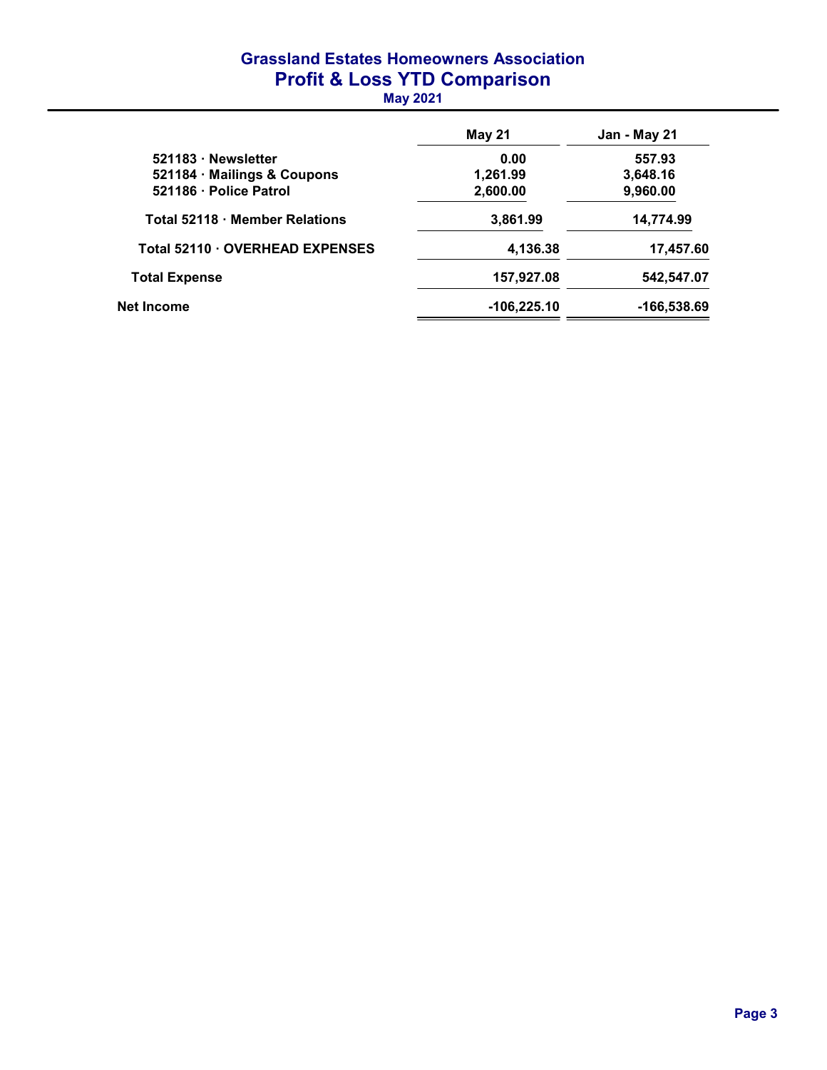# Grassland Estates Homeowners Association
## Profit & Loss YTD Comparison
### May 2021

| | May 21 | Jan - May 21 |
|---|---|---|
| 521183 · Newsletter | 0.00 | 557.93 |
| 521184 · Mailings & Coupons | 1,261.99 | 3,648.16 |
| 521186 · Police Patrol | 2,600.00 | 9,960.00 |
| Total 52118 · Member Relations | 3,861.99 | 14,774.99 |
| Total 52110 · OVERHEAD EXPENSES | 4,136.38 | 17,457.60 |
| Total Expense | 157,927.08 | 542,547.07 |
| Net Income | -106,225.10 | -166,538.69 |